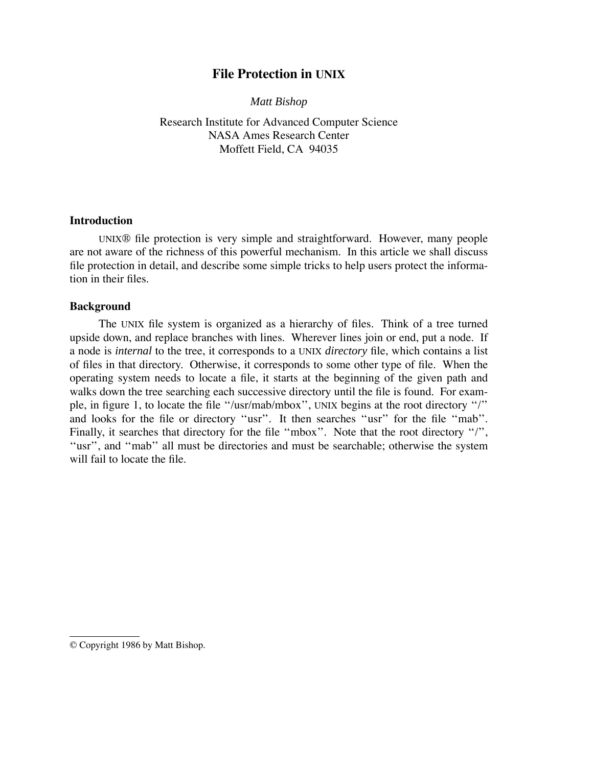# File Protection in UNIX

*Matt Bishop*

Research Institute for Advanced Computer Science
NASA Ames Research Center
Moffett Field, CA 94035

## Introduction

UNIX® file protection is very simple and straightforward. However, many people are not aware of the richness of this powerful mechanism. In this article we shall discuss file protection in detail, and describe some simple tricks to help users protect the information in their files.

## Background

The UNIX file system is organized as a hierarchy of files. Think of a tree turned upside down, and replace branches with lines. Wherever lines join or end, put a node. If a node is *internal* to the tree, it corresponds to a UNIX *directory* file, which contains a list of files in that directory. Otherwise, it corresponds to some other type of file. When the operating system needs to locate a file, it starts at the beginning of the given path and walks down the tree searching each successive directory until the file is found. For example, in figure 1, to locate the file ''/usr/mab/mbox'', UNIX begins at the root directory ''/'' and looks for the file or directory ''usr''. It then searches ''usr'' for the file ''mab''. Finally, it searches that directory for the file ''mbox''. Note that the root directory ''/'', ''usr'', and ''mab'' all must be directories and must be searchable; otherwise the system will fail to locate the file.

---

© Copyright 1986 by Matt Bishop.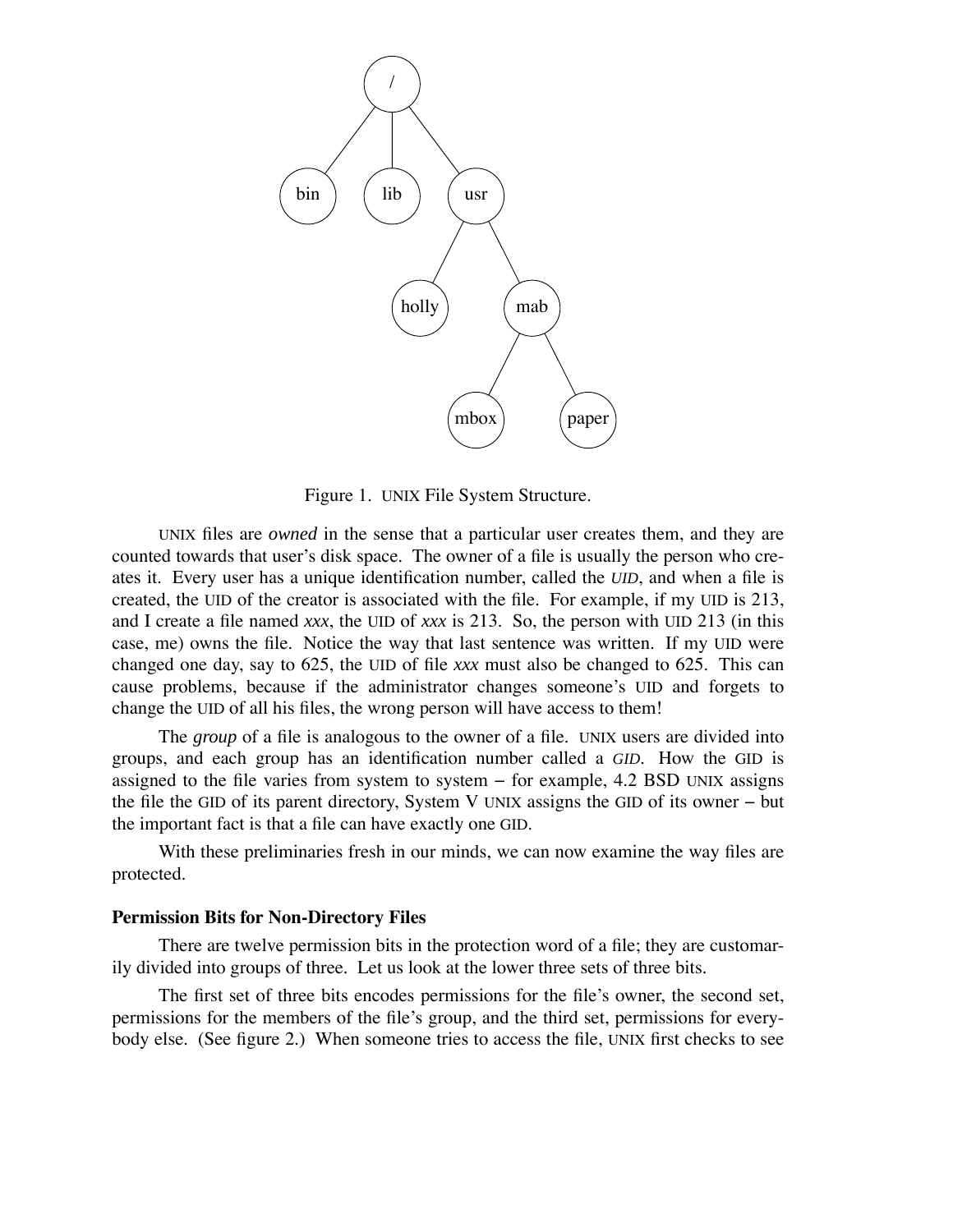Figure 1. UNIX File System Structure.

UNIX files are *owned* in the sense that a particular user creates them, and they are counted towards that user's disk space. The owner of a file is usually the person who creates it. Every user has a unique identification number, called the *UID*, and when a file is created, the UID of the creator is associated with the file. For example, if my UID is 213, and I create a file named *xxx*, the UID of *xxx* is 213. So, the person with UID 213 (in this case, me) owns the file. Notice the way that last sentence was written. If my UID were changed one day, say to 625, the UID of file *xxx* must also be changed to 625. This can cause problems, because if the administrator changes someone's UID and forgets to change the UID of all his files, the wrong person will have access to them!

The *group* of a file is analogous to the owner of a file. UNIX users are divided into groups, and each group has an identification number called a *GID*. How the GID is assigned to the file varies from system to system − for example, 4.2 BSD UNIX assigns the file the GID of its parent directory, System V UNIX assigns the GID of its owner − but the important fact is that a file can have exactly one GID.

With these preliminaries fresh in our minds, we can now examine the way files are protected.

**Permission Bits for Non-Directory Files**

There are twelve permission bits in the protection word of a file; they are customarily divided into groups of three. Let us look at the lower three sets of three bits.

The first set of three bits encodes permissions for the file's owner, the second set, permissions for the members of the file's group, and the third set, permissions for everybody else. (See figure 2.) When someone tries to access the file, UNIX first checks to see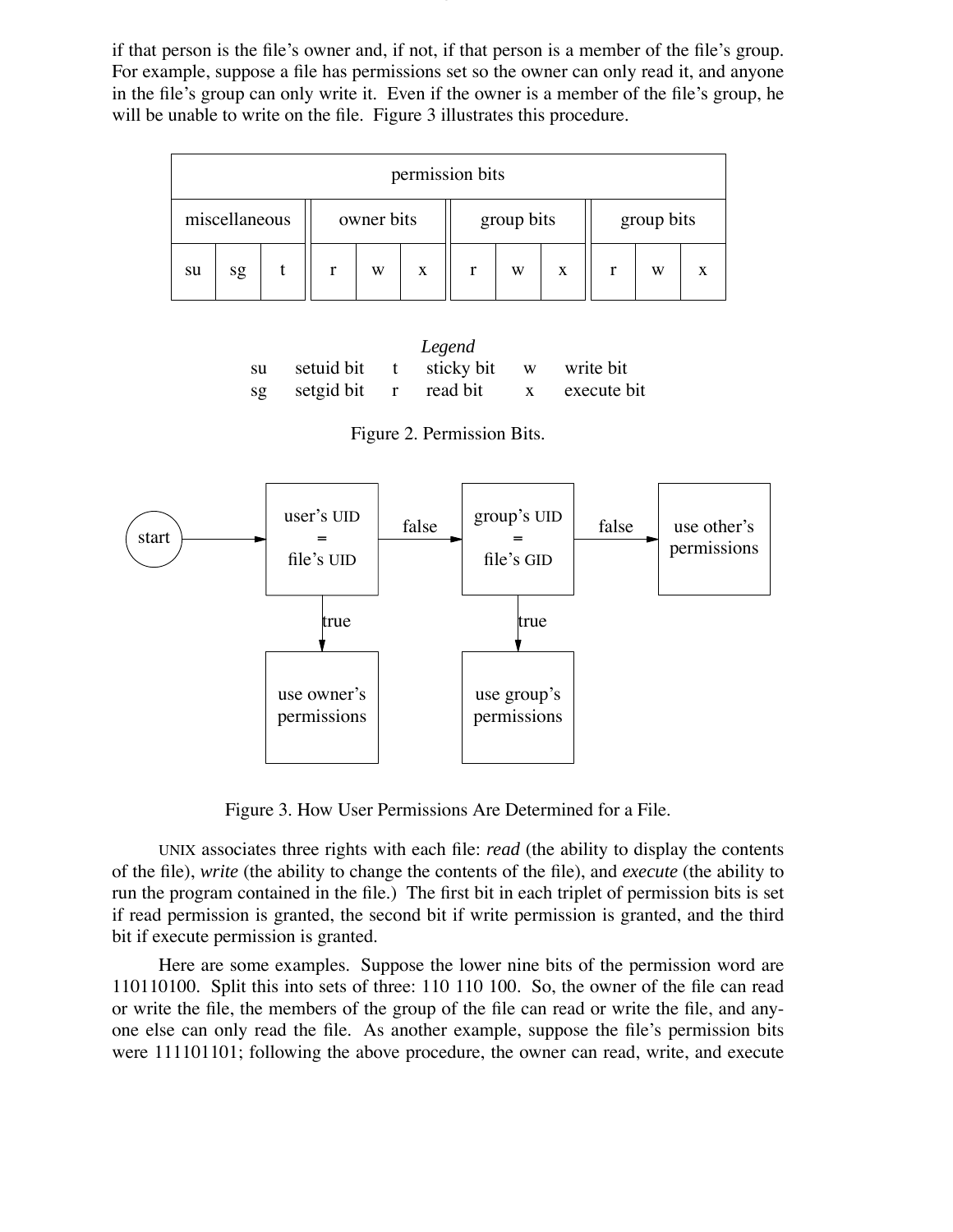if that person is the file's owner and, if not, if that person is a member of the file's group. For example, suppose a file has permissions set so the owner can only read it, and anyone in the file's group can only write it. Even if the owner is a member of the file's group, he will be unable to write on the file. Figure 3 illustrates this procedure.

| permission bits | | | | | | | | | | | |
|---|---|---|---|---|---|---|---|---|---|---|---|
| miscellaneous | | | owner bits | | | group bits | | | group bits | | |
| su | sg | t | r | w | x | r | w | x | r | w | x |

*Legend*

| | | | | | |
|---|---|---|---|---|---|
| su | setuid bit | t | sticky bit | w | write bit |
| sg | setgid bit | r | read bit | x | execute bit |

Figure 2. Permission Bits.

start → user's UID = file's UID —false→ group's UID = file's GID —false→ use other's permissions

user's UID = file's UID —true→ use owner's permissions

group's UID = file's GID —true→ use group's permissions

Figure 3. How User Permissions Are Determined for a File.

UNIX associates three rights with each file: *read* (the ability to display the contents of the file), *write* (the ability to change the contents of the file), and *execute* (the ability to run the program contained in the file.) The first bit in each triplet of permission bits is set if read permission is granted, the second bit if write permission is granted, and the third bit if execute permission is granted.

Here are some examples. Suppose the lower nine bits of the permission word are 110110100. Split this into sets of three: 110 110 100. So, the owner of the file can read or write the file, the members of the group of the file can read or write the file, and anyone else can only read the file. As another example, suppose the file's permission bits were 111101101; following the above procedure, the owner can read, write, and execute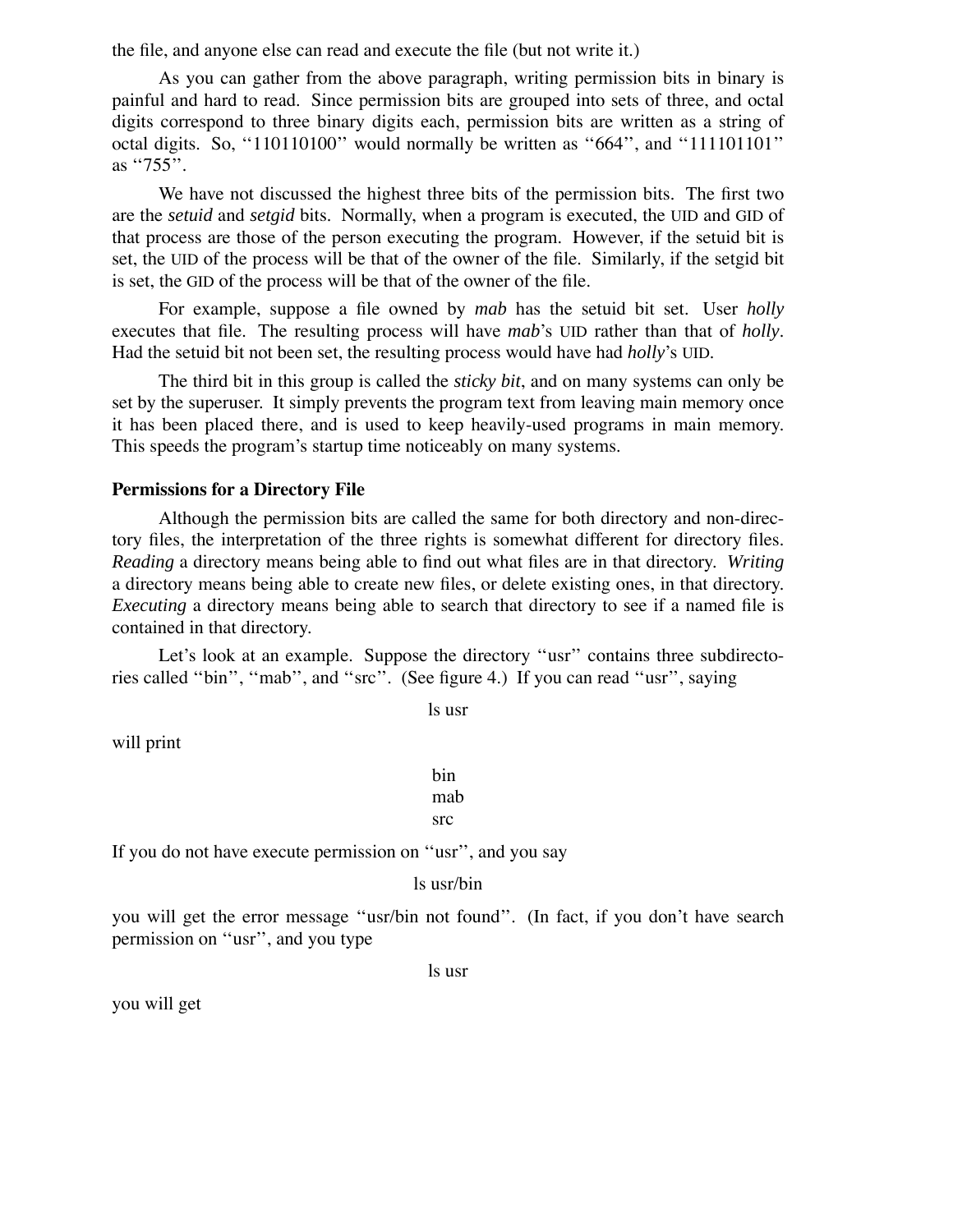the file, and anyone else can read and execute the file (but not write it.)

As you can gather from the above paragraph, writing permission bits in binary is painful and hard to read. Since permission bits are grouped into sets of three, and octal digits correspond to three binary digits each, permission bits are written as a string of octal digits. So, "110110100" would normally be written as "664", and "111101101" as "755".

We have not discussed the highest three bits of the permission bits. The first two are the *setuid* and *setgid* bits. Normally, when a program is executed, the UID and GID of that process are those of the person executing the program. However, if the setuid bit is set, the UID of the process will be that of the owner of the file. Similarly, if the setgid bit is set, the GID of the process will be that of the owner of the file.

For example, suppose a file owned by *mab* has the setuid bit set. User *holly* executes that file. The resulting process will have *mab*'s UID rather than that of *holly*. Had the setuid bit not been set, the resulting process would have had *holly*'s UID.

The third bit in this group is called the *sticky bit*, and on many systems can only be set by the superuser. It simply prevents the program text from leaving main memory once it has been placed there, and is used to keep heavily-used programs in main memory. This speeds the program's startup time noticeably on many systems.

**Permissions for a Directory File**

Although the permission bits are called the same for both directory and non-directory files, the interpretation of the three rights is somewhat different for directory files. *Reading* a directory means being able to find out what files are in that directory. *Writing* a directory means being able to create new files, or delete existing ones, in that directory. *Executing* a directory means being able to search that directory to see if a named file is contained in that directory.

Let's look at an example. Suppose the directory "usr" contains three subdirectories called "bin", "mab", and "src". (See figure 4.) If you can read "usr", saying

```
ls usr
```

will print

```
bin
mab
src
```

If you do not have execute permission on "usr", and you say

```
ls usr/bin
```

you will get the error message "usr/bin not found". (In fact, if you don't have search permission on "usr", and you type

```
ls usr
```

you will get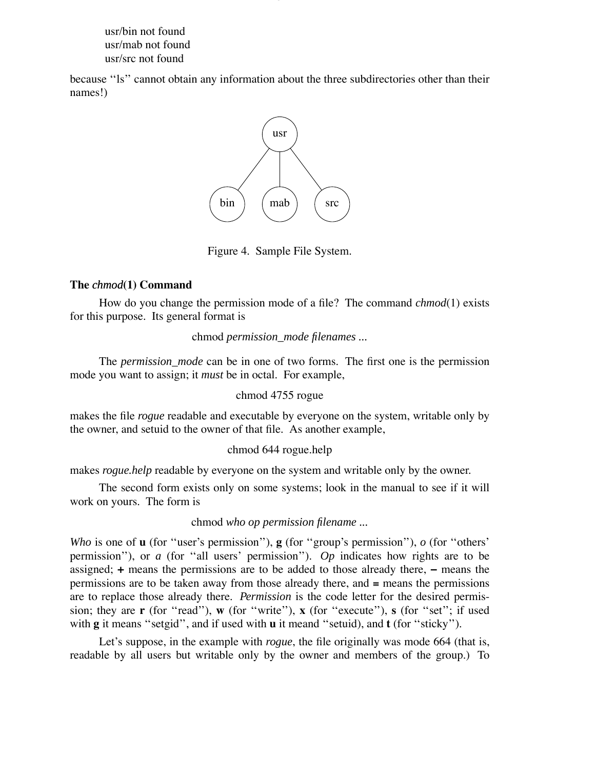usr/bin not found
usr/mab not found
usr/src not found

because "ls" cannot obtain any information about the three subdirectories other than their names!)

Figure 4. Sample File System.

**The *chmod*(1) Command**

How do you change the permission mode of a file? The command *chmod*(1) exists for this purpose. Its general format is

chmod *permission_mode filenames ...*

The *permission_mode* can be in one of two forms. The first one is the permission mode you want to assign; it *must* be in octal. For example,

chmod 4755 rogue

makes the file *rogue* readable and executable by everyone on the system, writable only by the owner, and setuid to the owner of that file. As another example,

chmod 644 rogue.help

makes *rogue.help* readable by everyone on the system and writable only by the owner.

The second form exists only on some systems; look in the manual to see if it will work on yours. The form is

chmod *who op permission filename ...*

*Who* is one of **u** (for "user's permission"), **g** (for "group's permission"), *o* (for "others' permission"), or *a* (for "all users' permission"). *Op* indicates how rights are to be assigned; **+** means the permissions are to be added to those already there, **–** means the permissions are to be taken away from those already there, and **=** means the permissions are to replace those already there. *Permission* is the code letter for the desired permission; they are **r** (for "read"), **w** (for "write"), **x** (for "execute"), **s** (for "set"; if used with **g** it means "setgid", and if used with **u** it meand "setuid), and **t** (for "sticky").

Let's suppose, in the example with *rogue*, the file originally was mode 664 (that is, readable by all users but writable only by the owner and members of the group.) To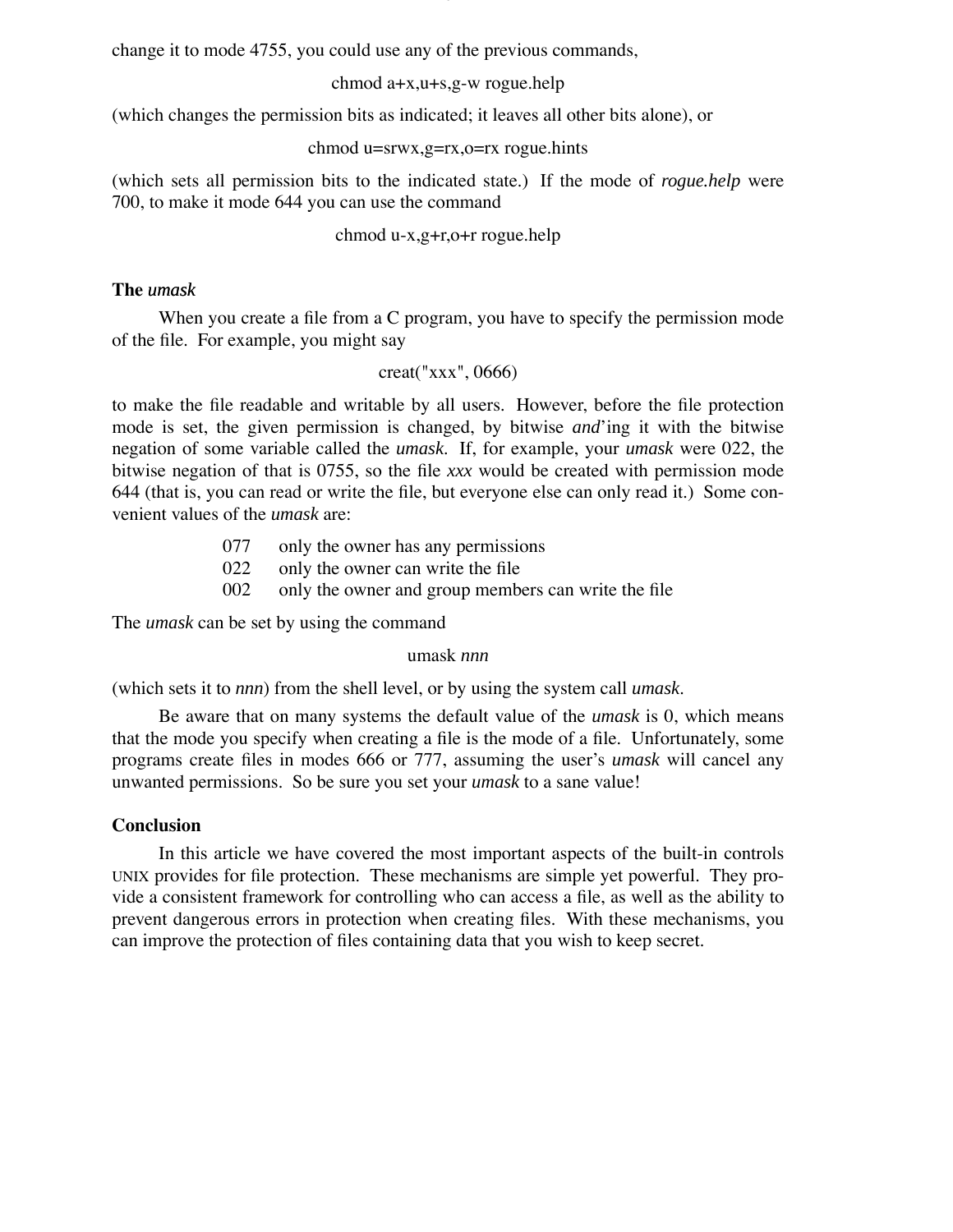change it to mode 4755, you could use any of the previous commands,

chmod a+x,u+s,g-w rogue.help

(which changes the permission bits as indicated; it leaves all other bits alone), or

chmod u=srwx,g=rx,o=rx rogue.hints

(which sets all permission bits to the indicated state.) If the mode of *rogue.help* were 700, to make it mode 644 you can use the command

chmod u-x,g+r,o+r rogue.help

### The *umask*

When you create a file from a C program, you have to specify the permission mode of the file. For example, you might say

creat("xxx", 0666)

to make the file readable and writable by all users. However, before the file protection mode is set, the given permission is changed, by bitwise *and*'ing it with the bitwise negation of some variable called the *umask*. If, for example, your *umask* were 022, the bitwise negation of that is 0755, so the file *xxx* would be created with permission mode 644 (that is, you can read or write the file, but everyone else can only read it.) Some convenient values of the *umask* are:

| | |
|---|---|
| 077 | only the owner has any permissions |
| 022 | only the owner can write the file |
| 002 | only the owner and group members can write the file |

The *umask* can be set by using the command

umask *nnn*

(which sets it to *nnn*) from the shell level, or by using the system call *umask*.

Be aware that on many systems the default value of the *umask* is 0, which means that the mode you specify when creating a file is the mode of a file. Unfortunately, some programs create files in modes 666 or 777, assuming the user's *umask* will cancel any unwanted permissions. So be sure you set your *umask* to a sane value!

### Conclusion

In this article we have covered the most important aspects of the built-in controls UNIX provides for file protection. These mechanisms are simple yet powerful. They provide a consistent framework for controlling who can access a file, as well as the ability to prevent dangerous errors in protection when creating files. With these mechanisms, you can improve the protection of files containing data that you wish to keep secret.